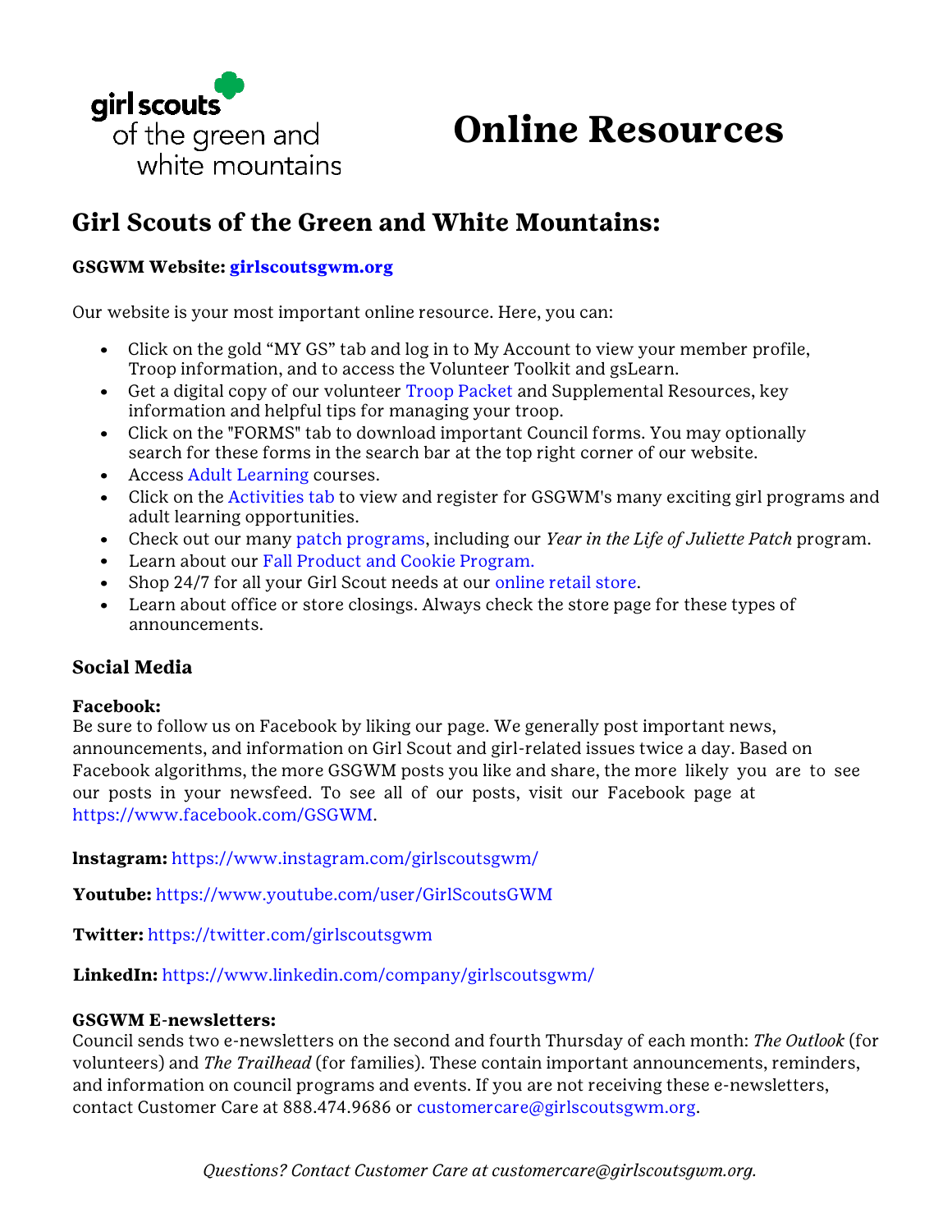girl scouts of the green and white mountains

# Online Resources

## Girl Scouts of the Green and White Mountains:

**GSGWM Website: girlscoutsgwm.org**

Our website is your most important online resource. Here, you can:

- Click on the gold "MY GS" tab and log in to My Account to view your member profile, Troop information, and to access the Volunteer Toolkit and gsLearn.
- Get a digital copy of our volunteer Troop Packet and Supplemental Resources, key information and helpful tips for managing your troop.
- Click on the "FORMS" tab to download important Council forms. You may optionally search for these forms in the search bar at the top right corner of our website.
- Access Adult Learning courses.
- Click on the Activities tab to view and register for GSGWM's many exciting girl programs and adult learning opportunities.
- Check out our many patch programs, including our *Year in the Life of Juliette Patch* program.
- Learn about our Fall Product and Cookie Program.
- Shop 24/7 for all your Girl Scout needs at our online retail store.
- Learn about office or store closings. Always check the store page for these types of announcements.

### Social Media

**Facebook:**
Be sure to follow us on Facebook by liking our page. We generally post important news, announcements, and information on Girl Scout and girl-related issues twice a day. Based on Facebook algorithms, the more GSGWM posts you like and share, the more likely you are to see our posts in your newsfeed. To see all of our posts, visit our Facebook page at https://www.facebook.com/GSGWM.

**Instagram:** https://www.instagram.com/girlscoutsgwm/

**Youtube:** https://www.youtube.com/user/GirlScoutsGWM

**Twitter:** https://twitter.com/girlscoutsgwm

**LinkedIn:** https://www.linkedin.com/company/girlscoutsgwm/

**GSGWM E-newsletters:**
Council sends two e-newsletters on the second and fourth Thursday of each month: *The Outlook* (for volunteers) and *The Trailhead* (for families). These contain important announcements, reminders, and information on council programs and events. If you are not receiving these e-newsletters, contact Customer Care at 888.474.9686 or customercare@girlscoutsgwm.org.

*Questions? Contact Customer Care at customercare@girlscoutsgwm.org.*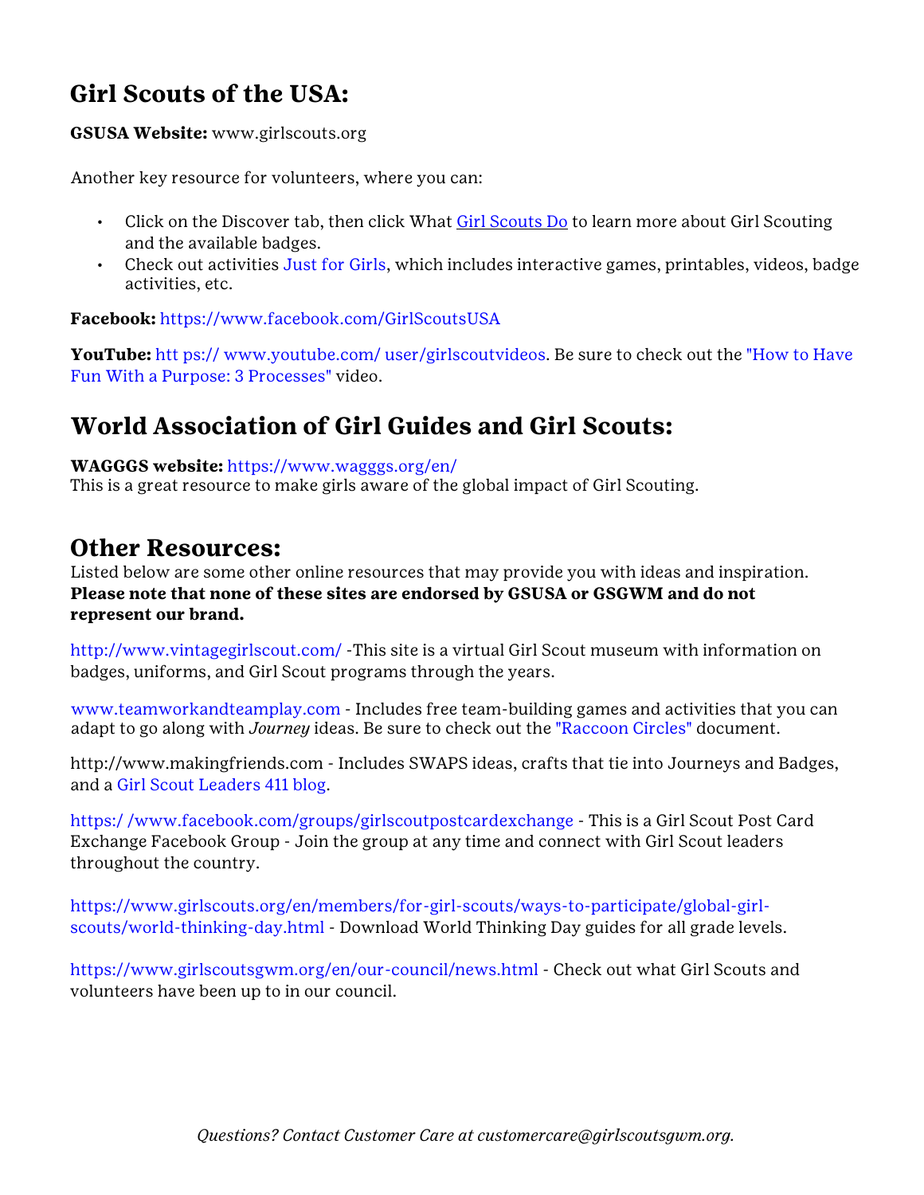## Girl Scouts of the USA:

**GSUSA Website:** www.girlscouts.org

Another key resource for volunteers, where you can:

- Click on the Discover tab, then click What Girl Scouts Do to learn more about Girl Scouting and the available badges.
- Check out activities Just for Girls, which includes interactive games, printables, videos, badge activities, etc.

**Facebook:** https://www.facebook.com/GirlScoutsUSA

**YouTube:** htt ps:// www.youtube.com/ user/girlscoutvideos. Be sure to check out the "How to Have Fun With a Purpose: 3 Processes" video.

## World Association of Girl Guides and Girl Scouts:

**WAGGGS website:** https://www.wagggs.org/en/
This is a great resource to make girls aware of the global impact of Girl Scouting.

## Other Resources:

Listed below are some other online resources that may provide you with ideas and inspiration. **Please note that none of these sites are endorsed by GSUSA or GSGWM and do not represent our brand.**

http://www.vintagegirlscout.com/ -This site is a virtual Girl Scout museum with information on badges, uniforms, and Girl Scout programs through the years.

www.teamworkandteamplay.com - Includes free team-building games and activities that you can adapt to go along with *Journey* ideas. Be sure to check out the "Raccoon Circles" document.

http://www.makingfriends.com - Includes SWAPS ideas, crafts that tie into Journeys and Badges, and a Girl Scout Leaders 411 blog.

https:/ /www.facebook.com/groups/girlscoutpostcardexchange - This is a Girl Scout Post Card Exchange Facebook Group - Join the group at any time and connect with Girl Scout leaders throughout the country.

https://www.girlscouts.org/en/members/for-girl-scouts/ways-to-participate/global-girl-scouts/world-thinking-day.html - Download World Thinking Day guides for all grade levels.

https://www.girlscoutsgwm.org/en/our-council/news.html - Check out what Girl Scouts and volunteers have been up to in our council.

*Questions? Contact Customer Care at customercare@girlscoutsgwm.org.*